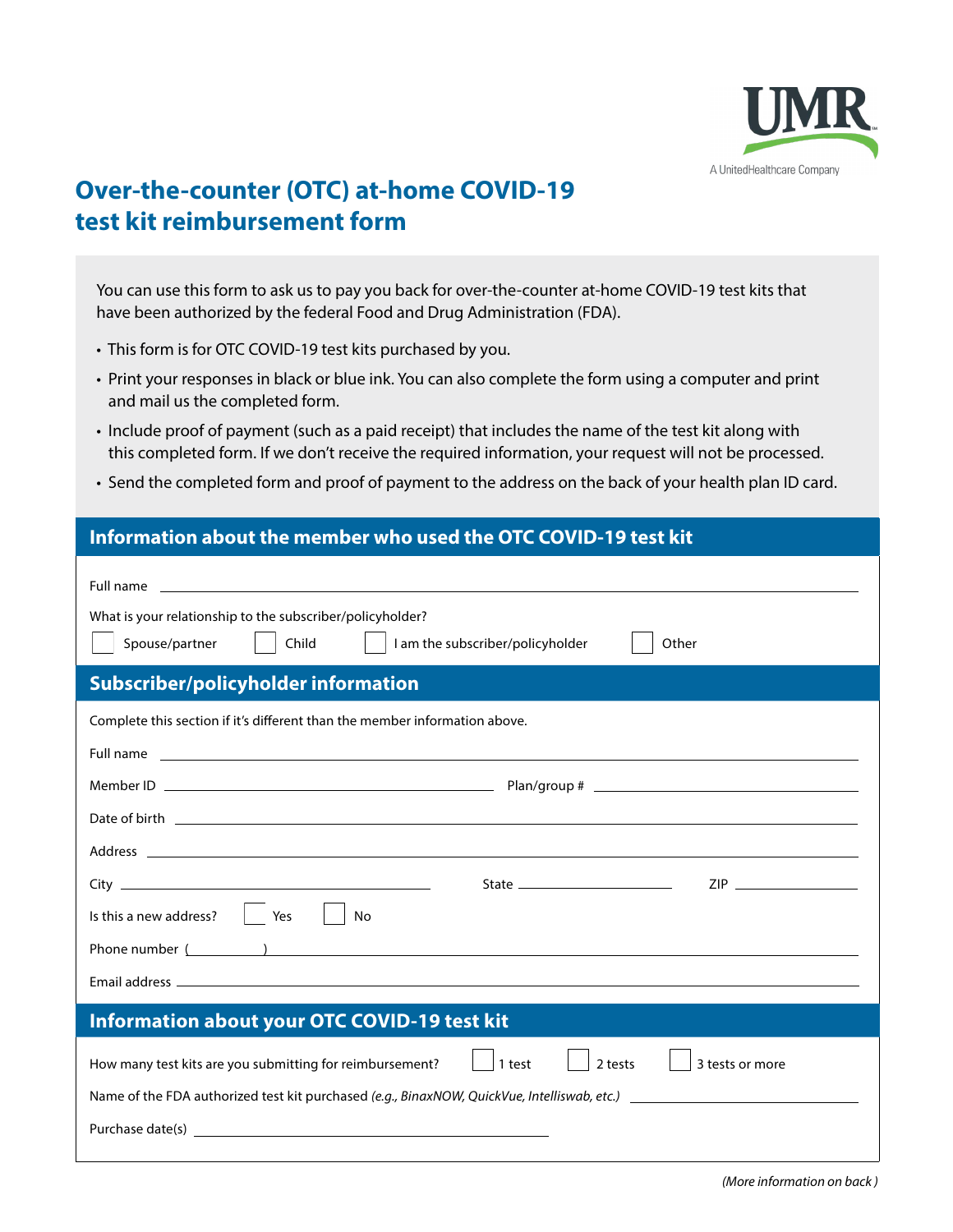UMR

A UnitedHealthcare Company

# Over-the-counter (OTC) at-home COVID-19 test kit reimbursement form

You can use this form to ask us to pay you back for over-the-counter at-home COVID-19 test kits that have been authorized by the federal Food and Drug Administration (FDA).

- This form is for OTC COVID-19 test kits purchased by you.
- Print your responses in black or blue ink. You can also complete the form using a computer and print and mail us the completed form.
- Include proof of payment (such as a paid receipt) that includes the name of the test kit along with this completed form. If we don't receive the required information, your request will not be processed.
- Send the completed form and proof of payment to the address on the back of your health plan ID card.

## Information about the member who used the OTC COVID-19 test kit

Full name \_\_\_\_\_\_\_\_\_\_\_\_\_\_\_\_\_\_\_\_\_\_\_\_\_\_\_\_\_\_\_\_\_\_\_\_\_\_\_\_

What is your relationship to the subscriber/policyholder?

☐ Spouse/partner ☐ Child ☐ I am the subscriber/policyholder ☐ Other

## Subscriber/policyholder information

Complete this section if it's different than the member information above.

Full name \_\_\_\_\_\_\_\_\_\_\_\_\_\_\_\_\_\_\_\_\_\_\_\_\_\_\_\_\_\_\_\_\_\_\_\_\_\_\_\_

Member ID \_\_\_\_\_\_\_\_\_\_\_\_\_\_\_\_\_\_\_\_ Plan/group # \_\_\_\_\_\_\_\_\_\_\_\_\_\_\_\_\_\_\_\_

Date of birth \_\_\_\_\_\_\_\_\_\_\_\_\_\_\_\_\_\_\_\_\_\_\_\_\_\_\_\_\_\_\_\_\_\_\_\_\_\_\_\_

Address \_\_\_\_\_\_\_\_\_\_\_\_\_\_\_\_\_\_\_\_\_\_\_\_\_\_\_\_\_\_\_\_\_\_\_\_\_\_\_\_

City \_\_\_\_\_\_\_\_\_\_\_\_\_\_\_\_\_\_\_\_ State \_\_\_\_\_\_\_\_\_\_ ZIP \_\_\_\_\_\_\_\_\_\_

Is this a new address? ☐ Yes ☐ No

Phone number ( \_\_\_\_\_ ) \_\_\_\_\_\_\_\_\_\_\_\_\_\_\_\_\_\_\_\_\_\_\_\_\_\_\_\_\_\_

Email address \_\_\_\_\_\_\_\_\_\_\_\_\_\_\_\_\_\_\_\_\_\_\_\_\_\_\_\_\_\_\_\_\_\_\_\_\_\_\_\_

## Information about your OTC COVID-19 test kit

How many test kits are you submitting for reimbursement? ☐ 1 test ☐ 2 tests ☐ 3 tests or more

Name of the FDA authorized test kit purchased *(e.g., BinaxNOW, QuickVue, Intelliswab, etc.)* \_\_\_\_\_\_\_\_\_\_\_\_\_\_\_\_\_\_\_\_

Purchase date(s) \_\_\_\_\_\_\_\_\_\_\_\_\_\_\_\_\_\_\_\_\_\_\_\_\_\_\_\_\_\_\_\_\_\_\_\_\_\_\_\_

*(More information on back)*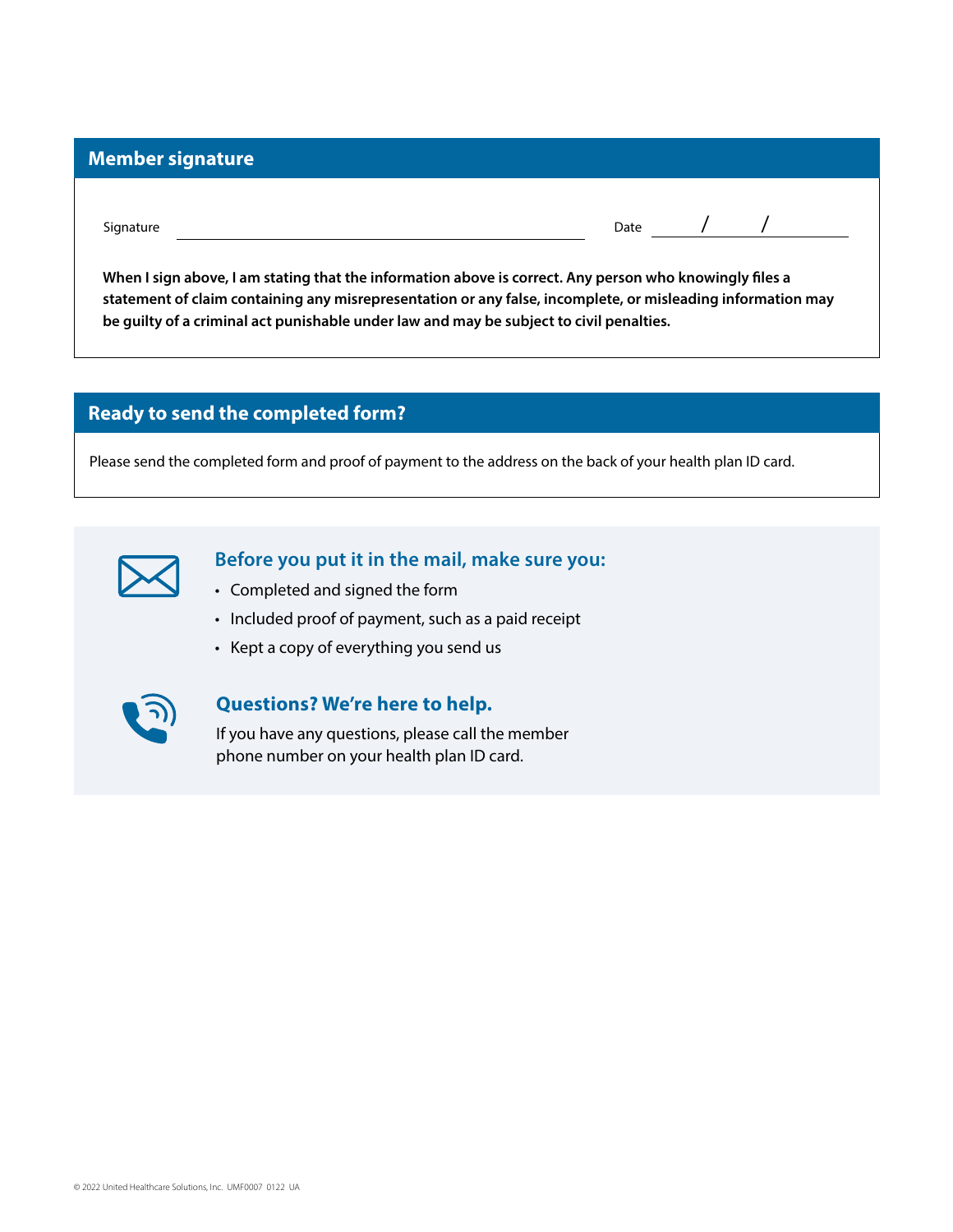## Member signature

Signature ______________________________ Date ____ / ____ / ____

**When I sign above, I am stating that the information above is correct. Any person who knowingly files a statement of claim containing any misrepresentation or any false, incomplete, or misleading information may be guilty of a criminal act punishable under law and may be subject to civil penalties.**

## Ready to send the completed form?

Please send the completed form and proof of payment to the address on the back of your health plan ID card.

### Before you put it in the mail, make sure you:

- Completed and signed the form
- Included proof of payment, such as a paid receipt
- Kept a copy of everything you send us

### Questions? We're here to help.

If you have any questions, please call the member phone number on your health plan ID card.

© 2022 United Healthcare Solutions, Inc. UMF0007 0122 UA